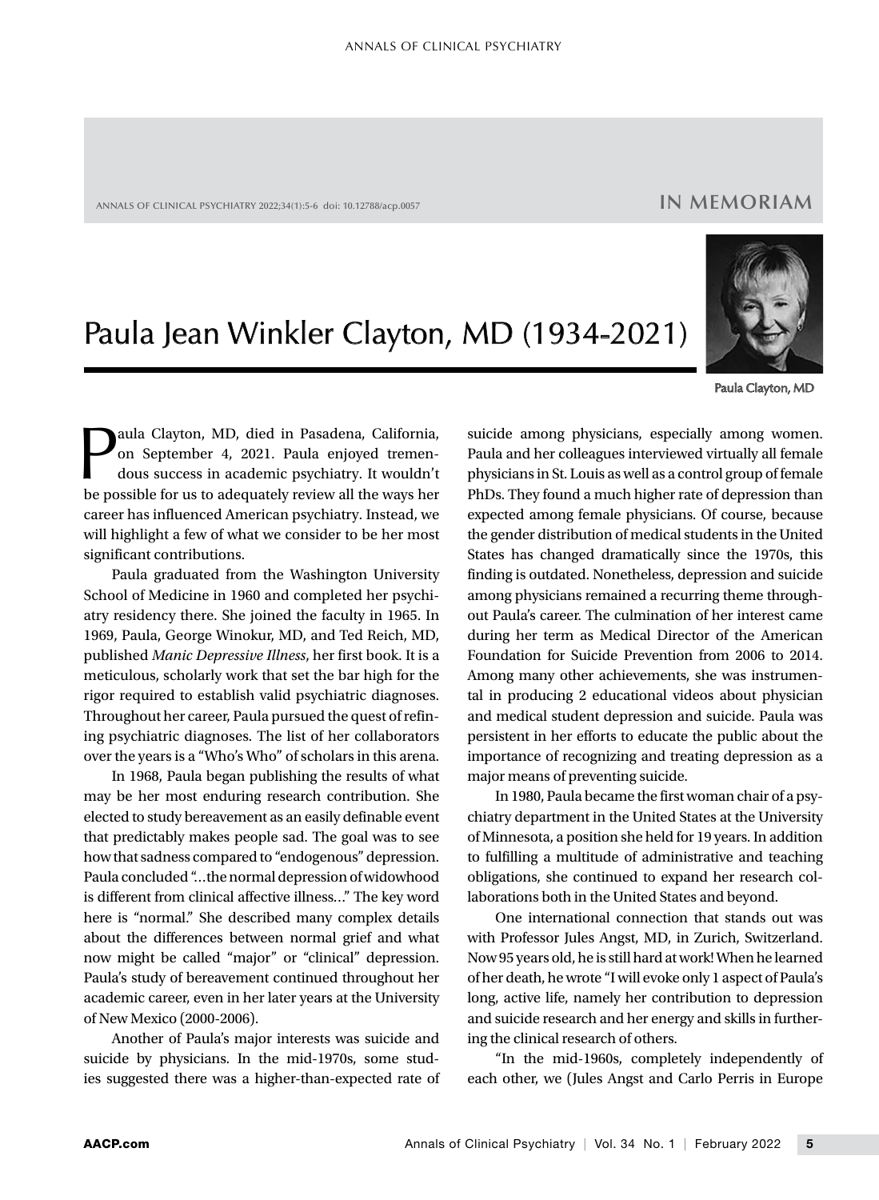IN MEMORIAM

# Paula Jean Winkler Clayton, MD (1934-2021)

Paula Clayton, MD

Paula Clayton, MD, died in Pasadena, California, on September 4, 2021. Paula enjoyed tremendous success in academic psychiatry. It wouldn't be possible for us to adequately review all the ways her career has influenced American psychiatry. Instead, we will highlight a few of what we consider to be her most significant contributions.

Paula graduated from the Washington University School of Medicine in 1960 and completed her psychiatry residency there. She joined the faculty in 1965. In 1969, Paula, George Winokur, MD, and Ted Reich, MD, published *Manic Depressive Illness*, her first book. It is a meticulous, scholarly work that set the bar high for the rigor required to establish valid psychiatric diagnoses. Throughout her career, Paula pursued the quest of refining psychiatric diagnoses. The list of her collaborators over the years is a "Who's Who" of scholars in this arena.

In 1968, Paula began publishing the results of what may be her most enduring research contribution. She elected to study bereavement as an easily definable event that predictably makes people sad. The goal was to see how that sadness compared to "endogenous" depression. Paula concluded "…the normal depression of widowhood is different from clinical affective illness…" The key word here is "normal." She described many complex details about the differences between normal grief and what now might be called "major" or "clinical" depression. Paula's study of bereavement continued throughout her academic career, even in her later years at the University of New Mexico (2000-2006).

Another of Paula's major interests was suicide and suicide by physicians. In the mid-1970s, some studies suggested there was a higher-than-expected rate of suicide among physicians, especially among women. Paula and her colleagues interviewed virtually all female physicians in St. Louis as well as a control group of female PhDs. They found a much higher rate of depression than expected among female physicians. Of course, because the gender distribution of medical students in the United States has changed dramatically since the 1970s, this finding is outdated. Nonetheless, depression and suicide among physicians remained a recurring theme throughout Paula's career. The culmination of her interest came during her term as Medical Director of the American Foundation for Suicide Prevention from 2006 to 2014. Among many other achievements, she was instrumental in producing 2 educational videos about physician and medical student depression and suicide. Paula was persistent in her efforts to educate the public about the importance of recognizing and treating depression as a major means of preventing suicide.

In 1980, Paula became the first woman chair of a psychiatry department in the United States at the University of Minnesota, a position she held for 19 years. In addition to fulfilling a multitude of administrative and teaching obligations, she continued to expand her research collaborations both in the United States and beyond.

One international connection that stands out was with Professor Jules Angst, MD, in Zurich, Switzerland. Now 95 years old, he is still hard at work! When he learned of her death, he wrote "I will evoke only 1 aspect of Paula's long, active life, namely her contribution to depression and suicide research and her energy and skills in furthering the clinical research of others.

"In the mid-1960s, completely independently of each other, we (Jules Angst and Carlo Perris in Europe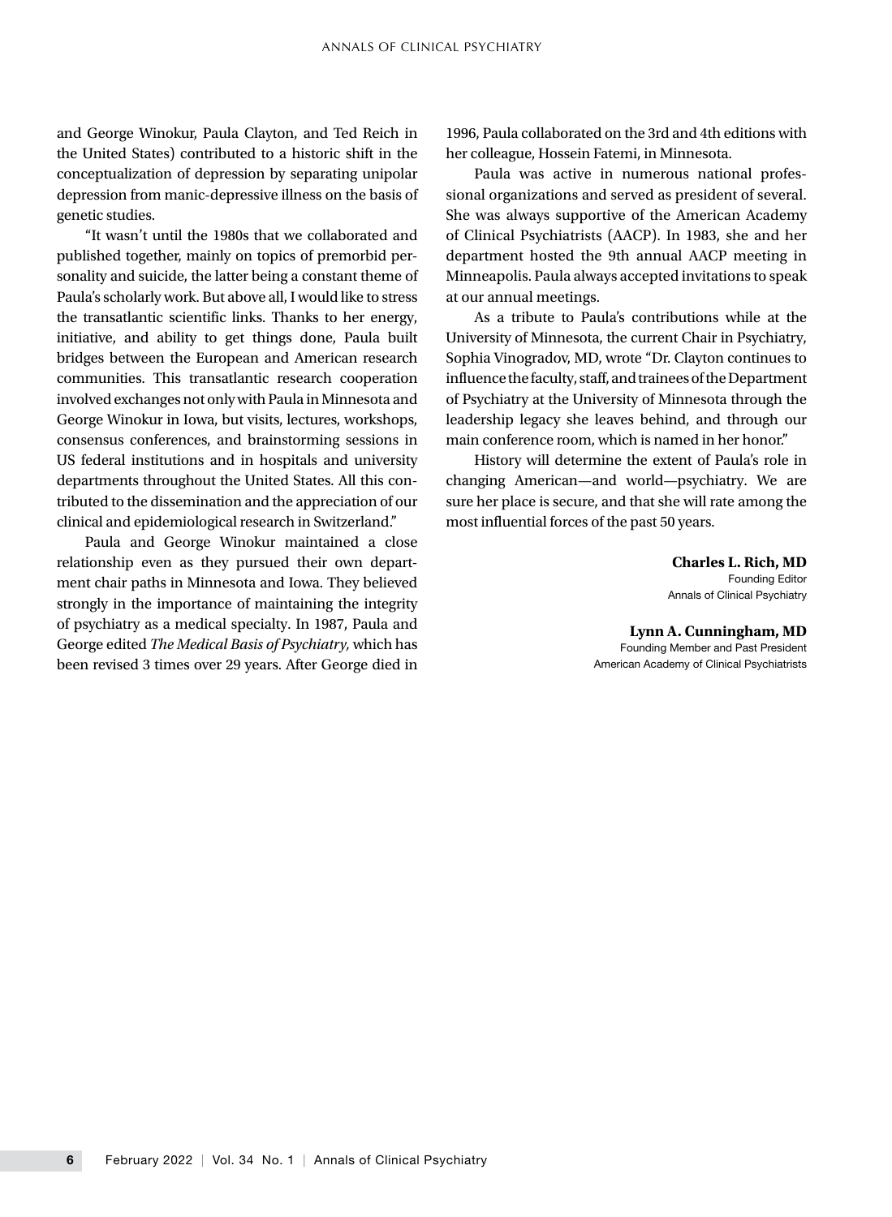and George Winokur, Paula Clayton, and Ted Reich in the United States) contributed to a historic shift in the conceptualization of depression by separating unipolar depression from manic-depressive illness on the basis of genetic studies.

"It wasn't until the 1980s that we collaborated and published together, mainly on topics of premorbid personality and suicide, the latter being a constant theme of Paula's scholarly work. But above all, I would like to stress the transatlantic scientific links. Thanks to her energy, initiative, and ability to get things done, Paula built bridges between the European and American research communities. This transatlantic research cooperation involved exchanges not only with Paula in Minnesota and George Winokur in Iowa, but visits, lectures, workshops, consensus conferences, and brainstorming sessions in US federal institutions and in hospitals and university departments throughout the United States. All this contributed to the dissemination and the appreciation of our clinical and epidemiological research in Switzerland."

Paula and George Winokur maintained a close relationship even as they pursued their own department chair paths in Minnesota and Iowa. They believed strongly in the importance of maintaining the integrity of psychiatry as a medical specialty. In 1987, Paula and George edited *The Medical Basis of Psychiatry,* which has been revised 3 times over 29 years. After George died in 1996, Paula collaborated on the 3rd and 4th editions with her colleague, Hossein Fatemi, in Minnesota.

Paula was active in numerous national professional organizations and served as president of several. She was always supportive of the American Academy of Clinical Psychiatrists (AACP). In 1983, she and her department hosted the 9th annual AACP meeting in Minneapolis. Paula always accepted invitations to speak at our annual meetings.

As a tribute to Paula's contributions while at the University of Minnesota, the current Chair in Psychiatry, Sophia Vinogradov, MD, wrote "Dr. Clayton continues to influence the faculty, staff, and trainees of the Department of Psychiatry at the University of Minnesota through the leadership legacy she leaves behind, and through our main conference room, which is named in her honor."

History will determine the extent of Paula's role in changing American—and world—psychiatry. We are sure her place is secure, and that she will rate among the most influential forces of the past 50 years.

**Charles L. Rich, MD**
Founding Editor
Annals of Clinical Psychiatry

**Lynn A. Cunningham, MD**
Founding Member and Past President
American Academy of Clinical Psychiatrists